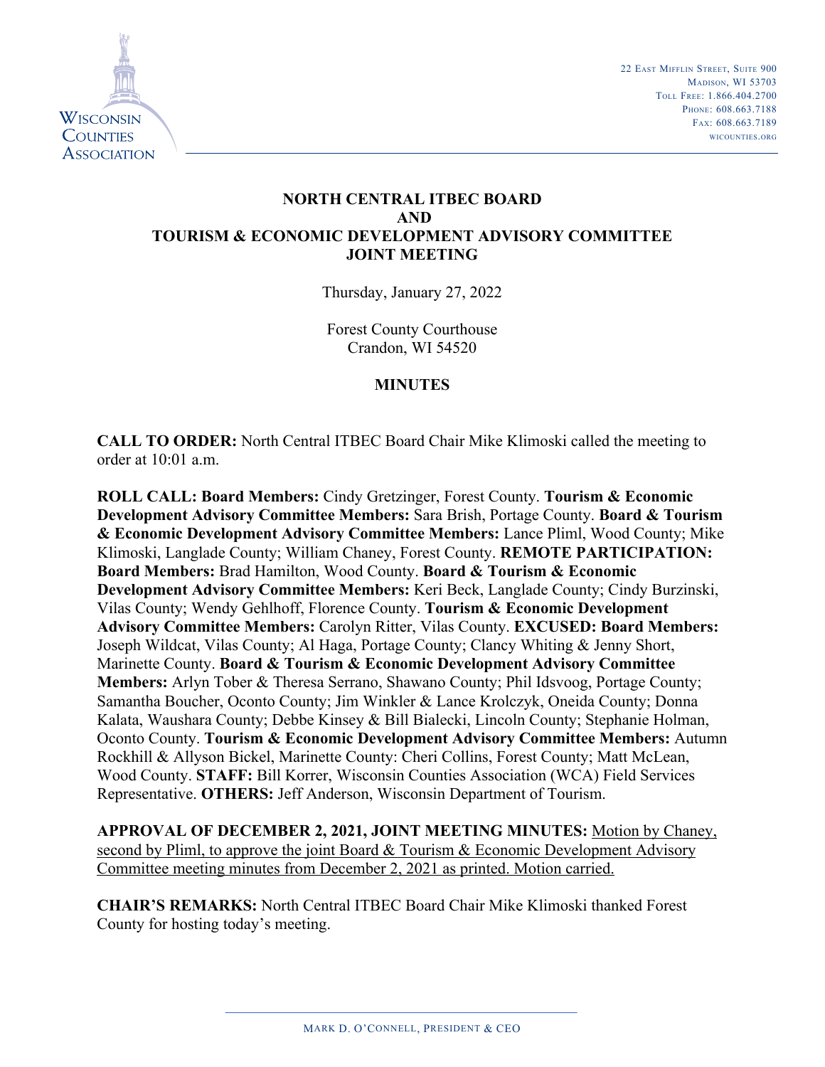22 East Mifflin Street, Suite 900
Madison, WI 53703
Toll Free: 1.866.404.2700
Phone: 608.663.7188
Fax: 608.663.7189
wicounties.org

# NORTH CENTRAL ITBEC BOARD AND TOURISM & ECONOMIC DEVELOPMENT ADVISORY COMMITTEE JOINT MEETING

Thursday, January 27, 2022

Forest County Courthouse
Crandon, WI 54520

## MINUTES

**CALL TO ORDER:** North Central ITBEC Board Chair Mike Klimoski called the meeting to order at 10:01 a.m.

**ROLL CALL: Board Members:** Cindy Gretzinger, Forest County. **Tourism & Economic Development Advisory Committee Members:** Sara Brish, Portage County. **Board & Tourism & Economic Development Advisory Committee Members:** Lance Pliml, Wood County; Mike Klimoski, Langlade County; William Chaney, Forest County. **REMOTE PARTICIPATION: Board Members:** Brad Hamilton, Wood County. **Board & Tourism & Economic Development Advisory Committee Members:** Keri Beck, Langlade County; Cindy Burzinski, Vilas County; Wendy Gehlhoff, Florence County. **Tourism & Economic Development Advisory Committee Members:** Carolyn Ritter, Vilas County. **EXCUSED: Board Members:** Joseph Wildcat, Vilas County; Al Haga, Portage County; Clancy Whiting & Jenny Short, Marinette County. **Board & Tourism & Economic Development Advisory Committee Members:** Arlyn Tober & Theresa Serrano, Shawano County; Phil Idsvoog, Portage County; Samantha Boucher, Oconto County; Jim Winkler & Lance Krolczyk, Oneida County; Donna Kalata, Waushara County; Debbe Kinsey & Bill Bialecki, Lincoln County; Stephanie Holman, Oconto County. **Tourism & Economic Development Advisory Committee Members:** Autumn Rockhill & Allyson Bickel, Marinette County: Cheri Collins, Forest County; Matt McLean, Wood County. **STAFF:** Bill Korrer, Wisconsin Counties Association (WCA) Field Services Representative. **OTHERS:** Jeff Anderson, Wisconsin Department of Tourism.

**APPROVAL OF DECEMBER 2, 2021, JOINT MEETING MINUTES:** <u>Motion by Chaney, second by Pliml, to approve the joint Board & Tourism & Economic Development Advisory Committee meeting minutes from December 2, 2021 as printed. Motion carried.</u>

**CHAIR'S REMARKS:** North Central ITBEC Board Chair Mike Klimoski thanked Forest County for hosting today's meeting.

Mark D. O'Connell, President & CEO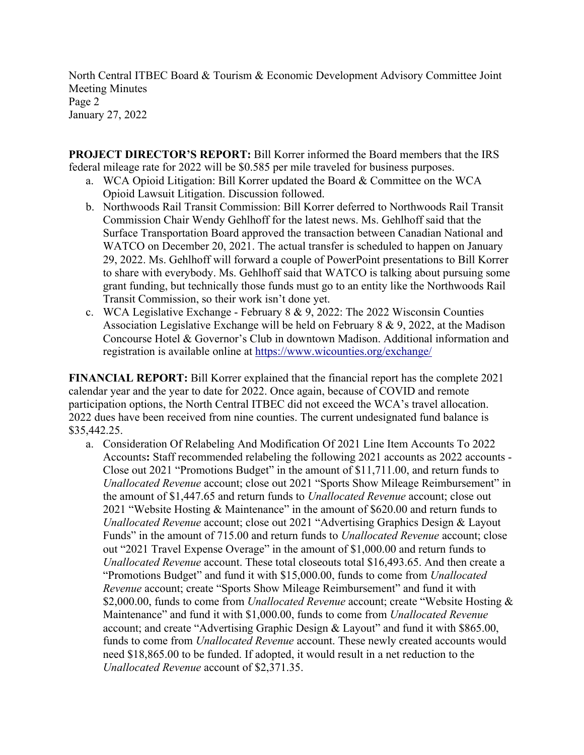**PROJECT DIRECTOR'S REPORT:** Bill Korrer informed the Board members that the IRS federal mileage rate for 2022 will be $0.585 per mile traveled for business purposes.

a. WCA Opioid Litigation: Bill Korrer updated the Board & Committee on the WCA Opioid Lawsuit Litigation. Discussion followed.
b. Northwoods Rail Transit Commission: Bill Korrer deferred to Northwoods Rail Transit Commission Chair Wendy Gehlhoff for the latest news. Ms. Gehlhoff said that the Surface Transportation Board approved the transaction between Canadian National and WATCO on December 20, 2021. The actual transfer is scheduled to happen on January 29, 2022. Ms. Gehlhoff will forward a couple of PowerPoint presentations to Bill Korrer to share with everybody. Ms. Gehlhoff said that WATCO is talking about pursuing some grant funding, but technically those funds must go to an entity like the Northwoods Rail Transit Commission, so their work isn't done yet.
c. WCA Legislative Exchange - February 8 & 9, 2022: The 2022 Wisconsin Counties Association Legislative Exchange will be held on February 8 & 9, 2022, at the Madison Concourse Hotel & Governor's Club in downtown Madison. Additional information and registration is available online at https://www.wicounties.org/exchange/

**FINANCIAL REPORT:** Bill Korrer explained that the financial report has the complete 2021 calendar year and the year to date for 2022. Once again, because of COVID and remote participation options, the North Central ITBEC did not exceed the WCA's travel allocation. 2022 dues have been received from nine counties. The current undesignated fund balance is $35,442.25.

a. Consideration Of Relabeling And Modification Of 2021 Line Item Accounts To 2022 Accounts**:** Staff recommended relabeling the following 2021 accounts as 2022 accounts - Close out 2021 "Promotions Budget" in the amount of $11,711.00, and return funds to *Unallocated Revenue* account; close out 2021 "Sports Show Mileage Reimbursement" in the amount of $1,447.65 and return funds to *Unallocated Revenue* account; close out 2021 "Website Hosting & Maintenance" in the amount of $620.00 and return funds to *Unallocated Revenue* account; close out 2021 "Advertising Graphics Design & Layout Funds" in the amount of 715.00 and return funds to *Unallocated Revenue* account; close out "2021 Travel Expense Overage" in the amount of $1,000.00 and return funds to *Unallocated Revenue* account. These total closeouts total $16,493.65. And then create a "Promotions Budget" and fund it with $15,000.00, funds to come from *Unallocated Revenue* account; create "Sports Show Mileage Reimbursement" and fund it with $2,000.00, funds to come from *Unallocated Revenue* account; create "Website Hosting & Maintenance" and fund it with $1,000.00, funds to come from *Unallocated Revenue* account; and create "Advertising Graphic Design & Layout" and fund it with $865.00, funds to come from *Unallocated Revenue* account. These newly created accounts would need $18,865.00 to be funded. If adopted, it would result in a net reduction to the *Unallocated Revenue* account of $2,371.35.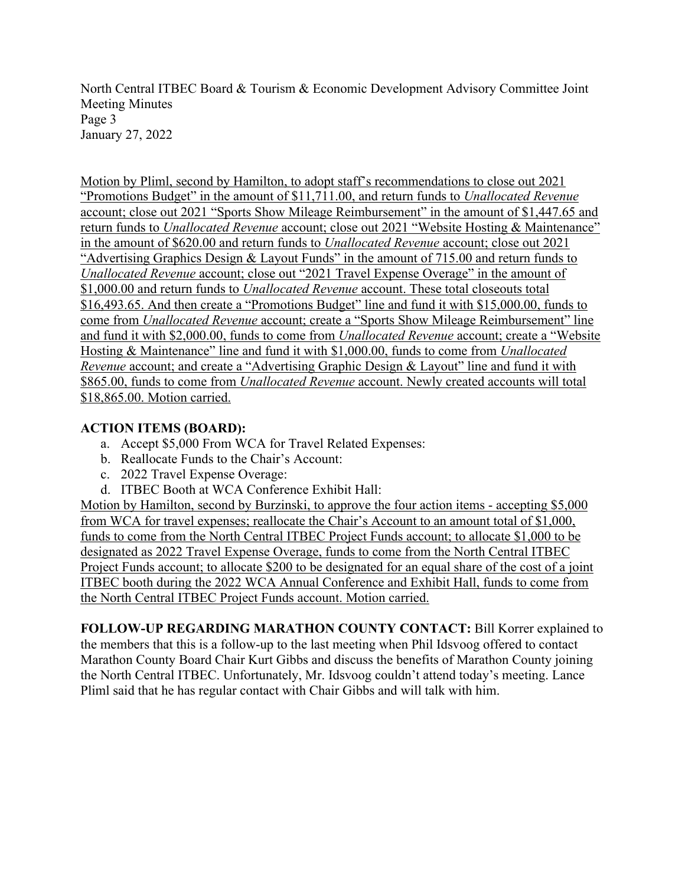Motion by Pliml, second by Hamilton, to adopt staff's recommendations to close out 2021 "Promotions Budget" in the amount of $11,711.00, and return funds to *Unallocated Revenue* account; close out 2021 "Sports Show Mileage Reimbursement" in the amount of $1,447.65 and return funds to *Unallocated Revenue* account; close out 2021 "Website Hosting & Maintenance" in the amount of $620.00 and return funds to *Unallocated Revenue* account; close out 2021 "Advertising Graphics Design & Layout Funds" in the amount of 715.00 and return funds to *Unallocated Revenue* account; close out "2021 Travel Expense Overage" in the amount of $1,000.00 and return funds to *Unallocated Revenue* account. These total closeouts total $16,493.65. And then create a "Promotions Budget" line and fund it with $15,000.00, funds to come from *Unallocated Revenue* account; create a "Sports Show Mileage Reimbursement" line and fund it with $2,000.00, funds to come from *Unallocated Revenue* account; create a "Website Hosting & Maintenance" line and fund it with $1,000.00, funds to come from *Unallocated Revenue* account; and create a "Advertising Graphic Design & Layout" line and fund it with $865.00, funds to come from *Unallocated Revenue* account. Newly created accounts will total $18,865.00. Motion carried.

**ACTION ITEMS (BOARD):**

a. Accept $5,000 From WCA for Travel Related Expenses:
b. Reallocate Funds to the Chair's Account:
c. 2022 Travel Expense Overage:
d. ITBEC Booth at WCA Conference Exhibit Hall:

Motion by Hamilton, second by Burzinski, to approve the four action items - accepting $5,000 from WCA for travel expenses; reallocate the Chair's Account to an amount total of $1,000, funds to come from the North Central ITBEC Project Funds account; to allocate $1,000 to be designated as 2022 Travel Expense Overage, funds to come from the North Central ITBEC Project Funds account; to allocate $200 to be designated for an equal share of the cost of a joint ITBEC booth during the 2022 WCA Annual Conference and Exhibit Hall, funds to come from the North Central ITBEC Project Funds account. Motion carried.

**FOLLOW-UP REGARDING MARATHON COUNTY CONTACT:** Bill Korrer explained to the members that this is a follow-up to the last meeting when Phil Idsvoog offered to contact Marathon County Board Chair Kurt Gibbs and discuss the benefits of Marathon County joining the North Central ITBEC. Unfortunately, Mr. Idsvoog couldn't attend today's meeting. Lance Pliml said that he has regular contact with Chair Gibbs and will talk with him.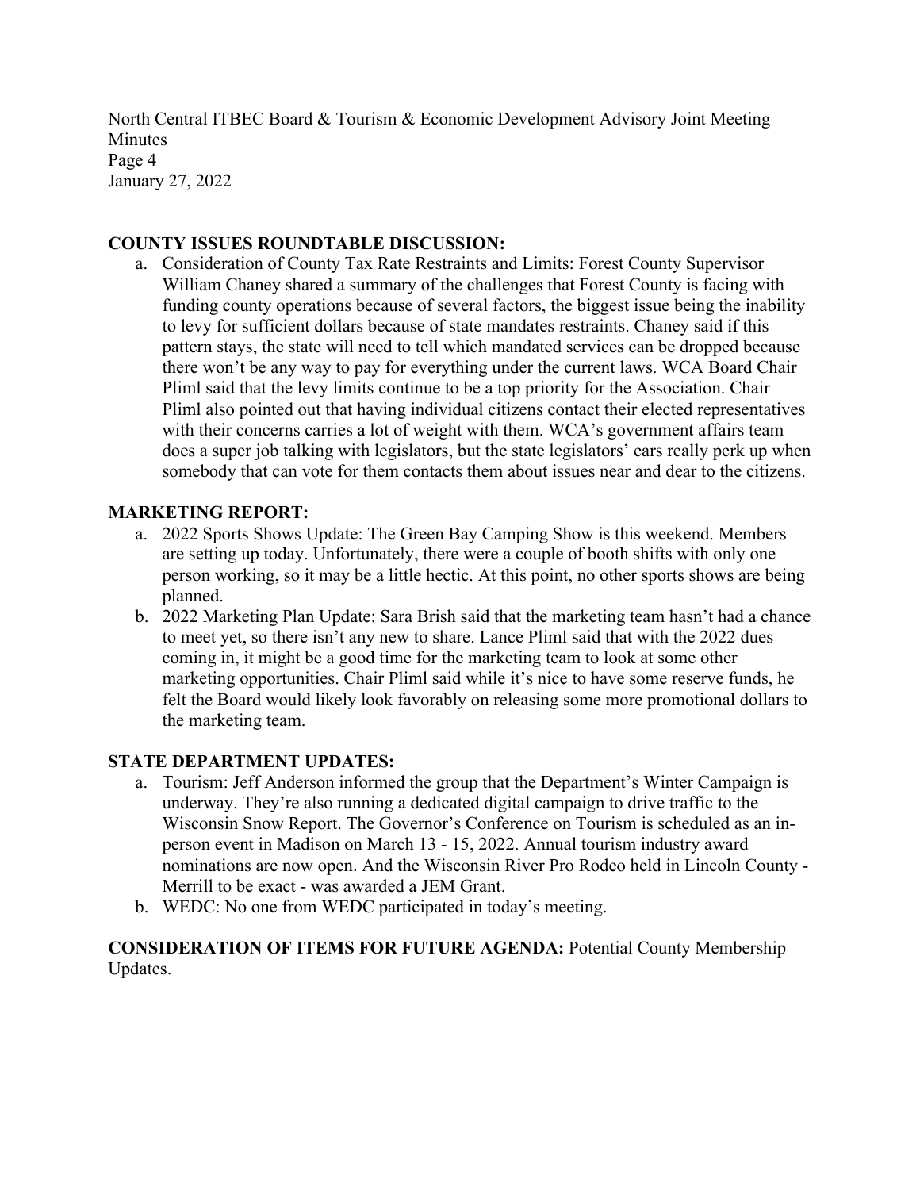## COUNTY ISSUES ROUNDTABLE DISCUSSION:

a. Consideration of County Tax Rate Restraints and Limits: Forest County Supervisor William Chaney shared a summary of the challenges that Forest County is facing with funding county operations because of several factors, the biggest issue being the inability to levy for sufficient dollars because of state mandates restraints. Chaney said if this pattern stays, the state will need to tell which mandated services can be dropped because there won't be any way to pay for everything under the current laws. WCA Board Chair Pliml said that the levy limits continue to be a top priority for the Association. Chair Pliml also pointed out that having individual citizens contact their elected representatives with their concerns carries a lot of weight with them. WCA's government affairs team does a super job talking with legislators, but the state legislators' ears really perk up when somebody that can vote for them contacts them about issues near and dear to the citizens.

## MARKETING REPORT:

a. 2022 Sports Shows Update: The Green Bay Camping Show is this weekend. Members are setting up today. Unfortunately, there were a couple of booth shifts with only one person working, so it may be a little hectic. At this point, no other sports shows are being planned.

b. 2022 Marketing Plan Update: Sara Brish said that the marketing team hasn't had a chance to meet yet, so there isn't any new to share. Lance Pliml said that with the 2022 dues coming in, it might be a good time for the marketing team to look at some other marketing opportunities. Chair Pliml said while it's nice to have some reserve funds, he felt the Board would likely look favorably on releasing some more promotional dollars to the marketing team.

## STATE DEPARTMENT UPDATES:

a. Tourism: Jeff Anderson informed the group that the Department's Winter Campaign is underway. They're also running a dedicated digital campaign to drive traffic to the Wisconsin Snow Report. The Governor's Conference on Tourism is scheduled as an in-person event in Madison on March 13 - 15, 2022. Annual tourism industry award nominations are now open. And the Wisconsin River Pro Rodeo held in Lincoln County - Merrill to be exact - was awarded a JEM Grant.

b. WEDC: No one from WEDC participated in today's meeting.

**CONSIDERATION OF ITEMS FOR FUTURE AGENDA:** Potential County Membership Updates.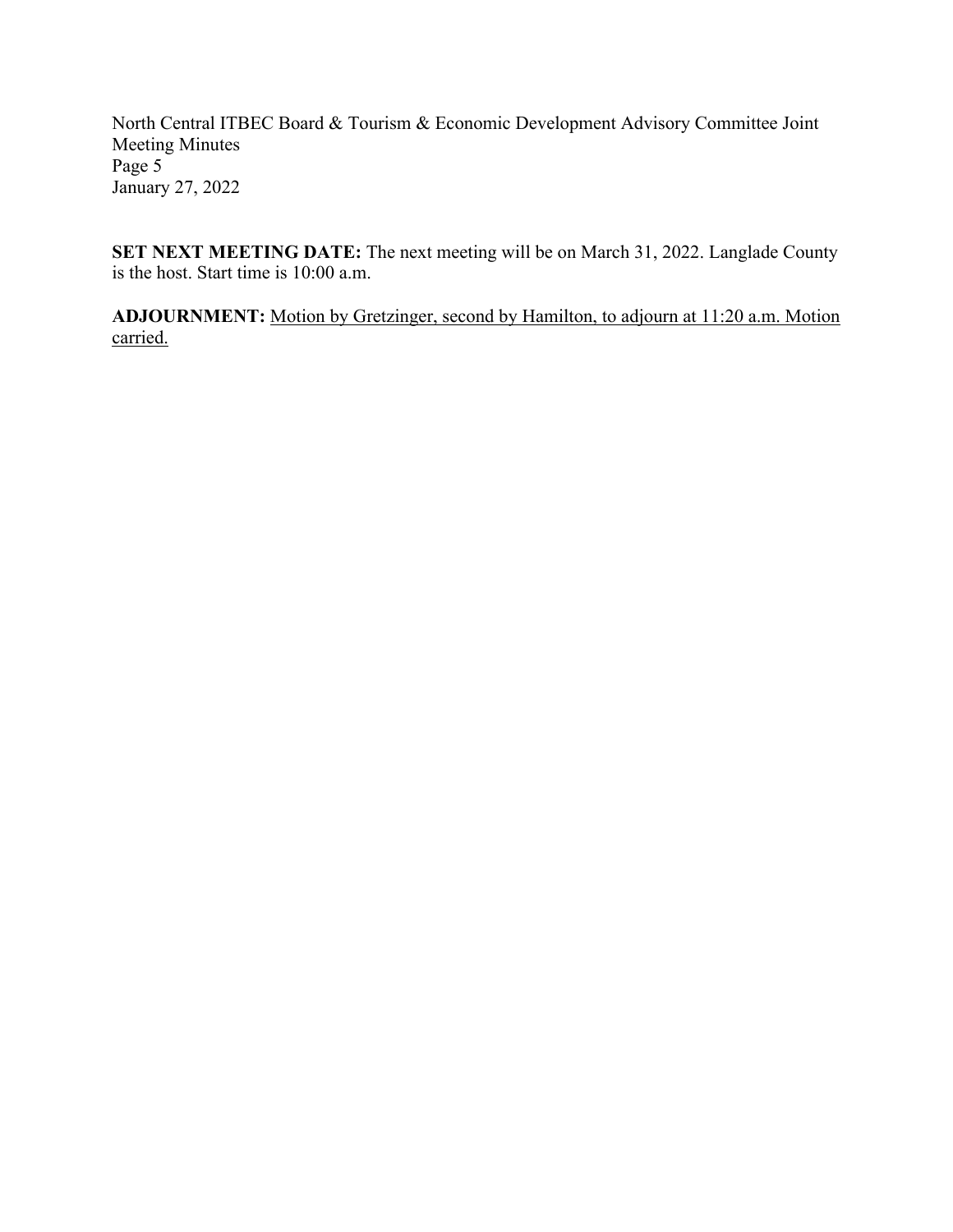**SET NEXT MEETING DATE:** The next meeting will be on March 31, 2022. Langlade County is the host. Start time is 10:00 a.m.

**ADJOURNMENT:** <u>Motion by Gretzinger, second by Hamilton, to adjourn at 11:20 a.m. Motion carried.</u>